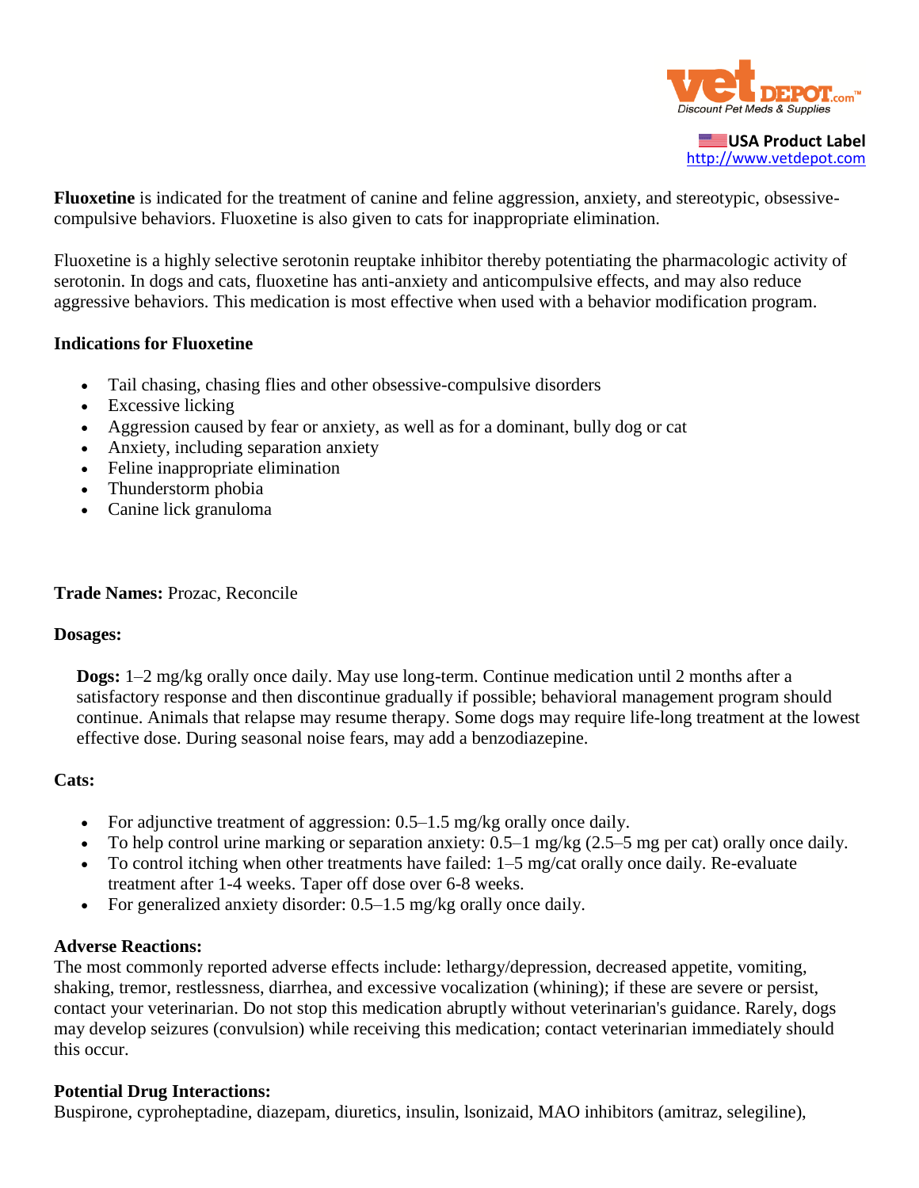USA Product Label
http://www.vetdepot.com

**Fluoxetine** is indicated for the treatment of canine and feline aggression, anxiety, and stereotypic, obsessive-compulsive behaviors. Fluoxetine is also given to cats for inappropriate elimination.

Fluoxetine is a highly selective serotonin reuptake inhibitor thereby potentiating the pharmacologic activity of serotonin. In dogs and cats, fluoxetine has anti-anxiety and anticompulsive effects, and may also reduce aggressive behaviors. This medication is most effective when used with a behavior modification program.

**Indications for Fluoxetine**

- Tail chasing, chasing flies and other obsessive-compulsive disorders
- Excessive licking
- Aggression caused by fear or anxiety, as well as for a dominant, bully dog or cat
- Anxiety, including separation anxiety
- Feline inappropriate elimination
- Thunderstorm phobia
- Canine lick granuloma

**Trade Names:** Prozac, Reconcile

**Dosages:**

**Dogs:** 1–2 mg/kg orally once daily. May use long-term. Continue medication until 2 months after a satisfactory response and then discontinue gradually if possible; behavioral management program should continue. Animals that relapse may resume therapy. Some dogs may require life-long treatment at the lowest effective dose. During seasonal noise fears, may add a benzodiazepine.

**Cats:**

- For adjunctive treatment of aggression: 0.5–1.5 mg/kg orally once daily.
- To help control urine marking or separation anxiety: 0.5–1 mg/kg (2.5–5 mg per cat) orally once daily.
- To control itching when other treatments have failed: 1–5 mg/cat orally once daily. Re-evaluate treatment after 1-4 weeks. Taper off dose over 6-8 weeks.
- For generalized anxiety disorder: 0.5–1.5 mg/kg orally once daily.

**Adverse Reactions:**
The most commonly reported adverse effects include: lethargy/depression, decreased appetite, vomiting, shaking, tremor, restlessness, diarrhea, and excessive vocalization (whining); if these are severe or persist, contact your veterinarian. Do not stop this medication abruptly without veterinarian's guidance. Rarely, dogs may develop seizures (convulsion) while receiving this medication; contact veterinarian immediately should this occur.

**Potential Drug Interactions:**
Buspirone, cyproheptadine, diazepam, diuretics, insulin, lsonizaid, MAO inhibitors (amitraz, selegiline),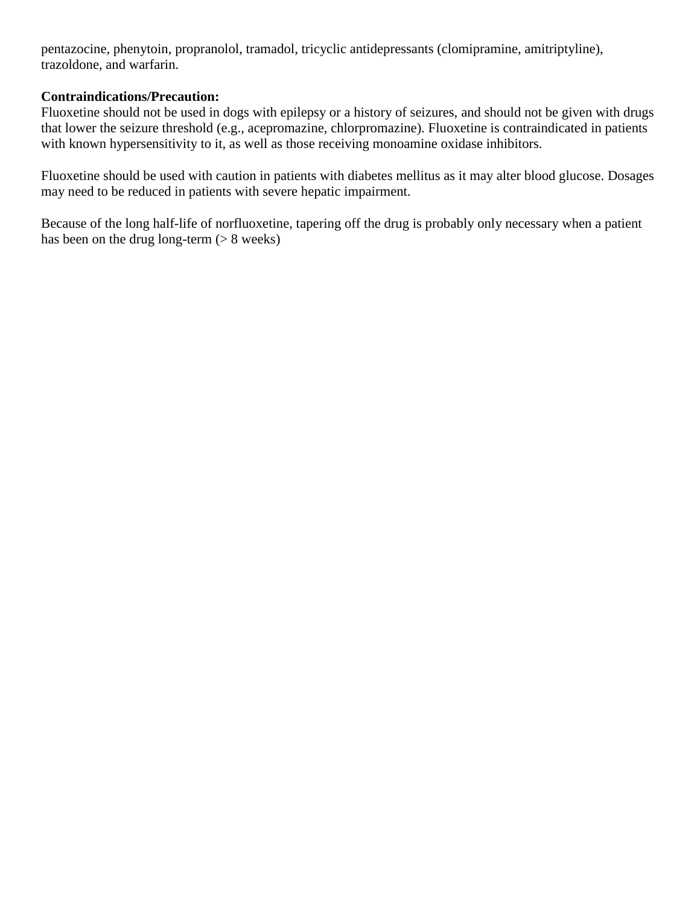pentazocine, phenytoin, propranolol, tramadol, tricyclic antidepressants (clomipramine, amitriptyline), trazoldone, and warfarin.

**Contraindications/Precaution:**
Fluoxetine should not be used in dogs with epilepsy or a history of seizures, and should not be given with drugs that lower the seizure threshold (e.g., acepromazine, chlorpromazine). Fluoxetine is contraindicated in patients with known hypersensitivity to it, as well as those receiving monoamine oxidase inhibitors.

Fluoxetine should be used with caution in patients with diabetes mellitus as it may alter blood glucose. Dosages may need to be reduced in patients with severe hepatic impairment.

Because of the long half-life of norfluoxetine, tapering off the drug is probably only necessary when a patient has been on the drug long-term (> 8 weeks)